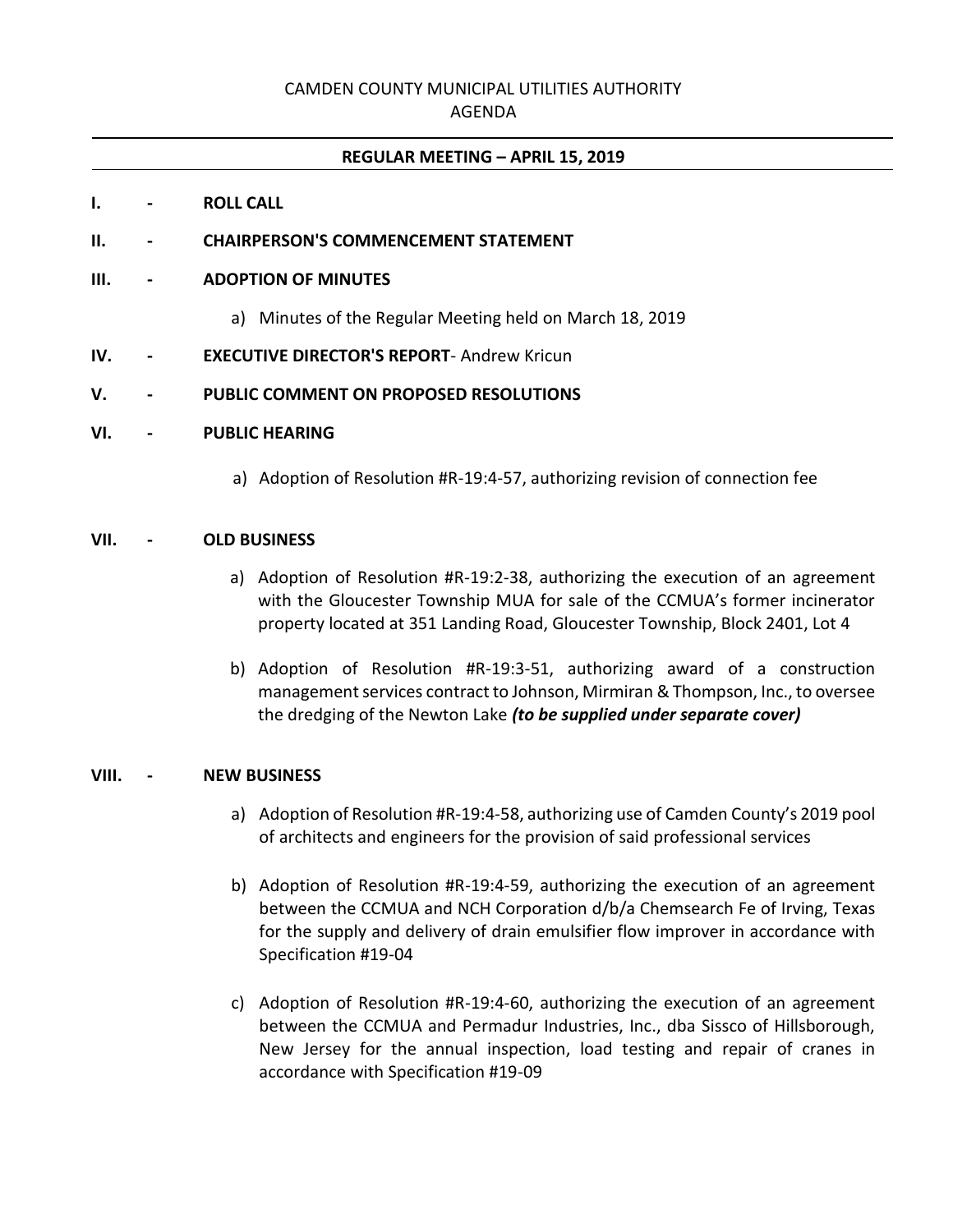CAMDEN COUNTY MUNICIPAL UTILITIES AUTHORITY
AGENDA

---

**REGULAR MEETING – APRIL 15, 2019**

---

**I. - ROLL CALL**

**II. - CHAIRPERSON'S COMMENCEMENT STATEMENT**

**III. - ADOPTION OF MINUTES**

a) Minutes of the Regular Meeting held on March 18, 2019

**IV. - EXECUTIVE DIRECTOR'S REPORT**- Andrew Kricun

**V. - PUBLIC COMMENT ON PROPOSED RESOLUTIONS**

**VI. - PUBLIC HEARING**

a) Adoption of Resolution #R-19:4-57, authorizing revision of connection fee

**VII. - OLD BUSINESS**

a) Adoption of Resolution #R-19:2-38, authorizing the execution of an agreement with the Gloucester Township MUA for sale of the CCMUA's former incinerator property located at 351 Landing Road, Gloucester Township, Block 2401, Lot 4

b) Adoption of Resolution #R-19:3-51, authorizing award of a construction management services contract to Johnson, Mirmiran & Thompson, Inc., to oversee the dredging of the Newton Lake ***(to be supplied under separate cover)***

**VIII. - NEW BUSINESS**

a) Adoption of Resolution #R-19:4-58, authorizing use of Camden County's 2019 pool of architects and engineers for the provision of said professional services

b) Adoption of Resolution #R-19:4-59, authorizing the execution of an agreement between the CCMUA and NCH Corporation d/b/a Chemsearch Fe of Irving, Texas for the supply and delivery of drain emulsifier flow improver in accordance with Specification #19-04

c) Adoption of Resolution #R-19:4-60, authorizing the execution of an agreement between the CCMUA and Permadur Industries, Inc., dba Sissco of Hillsborough, New Jersey for the annual inspection, load testing and repair of cranes in accordance with Specification #19-09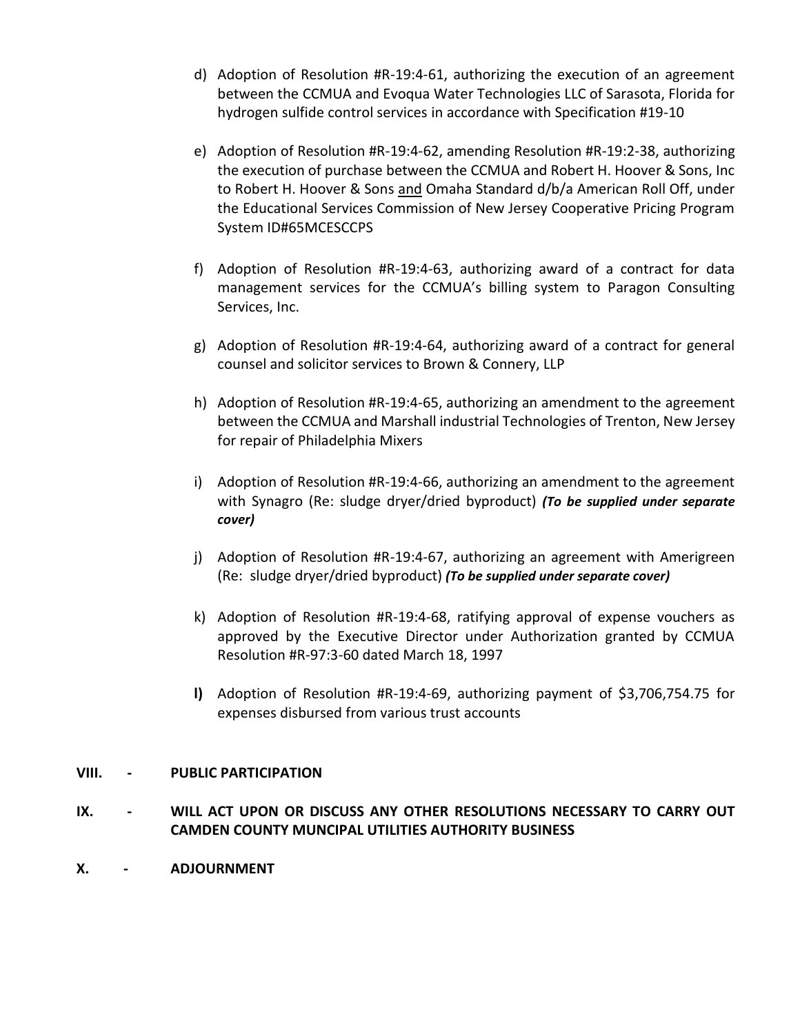d) Adoption of Resolution #R-19:4-61, authorizing the execution of an agreement between the CCMUA and Evoqua Water Technologies LLC of Sarasota, Florida for hydrogen sulfide control services in accordance with Specification #19-10

e) Adoption of Resolution #R-19:4-62, amending Resolution #R-19:2-38, authorizing the execution of purchase between the CCMUA and Robert H. Hoover & Sons, Inc to Robert H. Hoover & Sons <u>and</u> Omaha Standard d/b/a American Roll Off, under the Educational Services Commission of New Jersey Cooperative Pricing Program System ID#65MCESCCPS

f) Adoption of Resolution #R-19:4-63, authorizing award of a contract for data management services for the CCMUA's billing system to Paragon Consulting Services, Inc.

g) Adoption of Resolution #R-19:4-64, authorizing award of a contract for general counsel and solicitor services to Brown & Connery, LLP

h) Adoption of Resolution #R-19:4-65, authorizing an amendment to the agreement between the CCMUA and Marshall industrial Technologies of Trenton, New Jersey for repair of Philadelphia Mixers

i) Adoption of Resolution #R-19:4-66, authorizing an amendment to the agreement with Synagro (Re: sludge dryer/dried byproduct) ***(To be supplied under separate cover)***

j) Adoption of Resolution #R-19:4-67, authorizing an agreement with Amerigreen (Re: sludge dryer/dried byproduct) ***(To be supplied under separate cover)***

k) Adoption of Resolution #R-19:4-68, ratifying approval of expense vouchers as approved by the Executive Director under Authorization granted by CCMUA Resolution #R-97:3-60 dated March 18, 1997

**l)** Adoption of Resolution #R-19:4-69, authorizing payment of $3,706,754.75 for expenses disbursed from various trust accounts

**VIII. - PUBLIC PARTICIPATION**

**IX. - WILL ACT UPON OR DISCUSS ANY OTHER RESOLUTIONS NECESSARY TO CARRY OUT CAMDEN COUNTY MUNCIPAL UTILITIES AUTHORITY BUSINESS**

**X. - ADJOURNMENT**